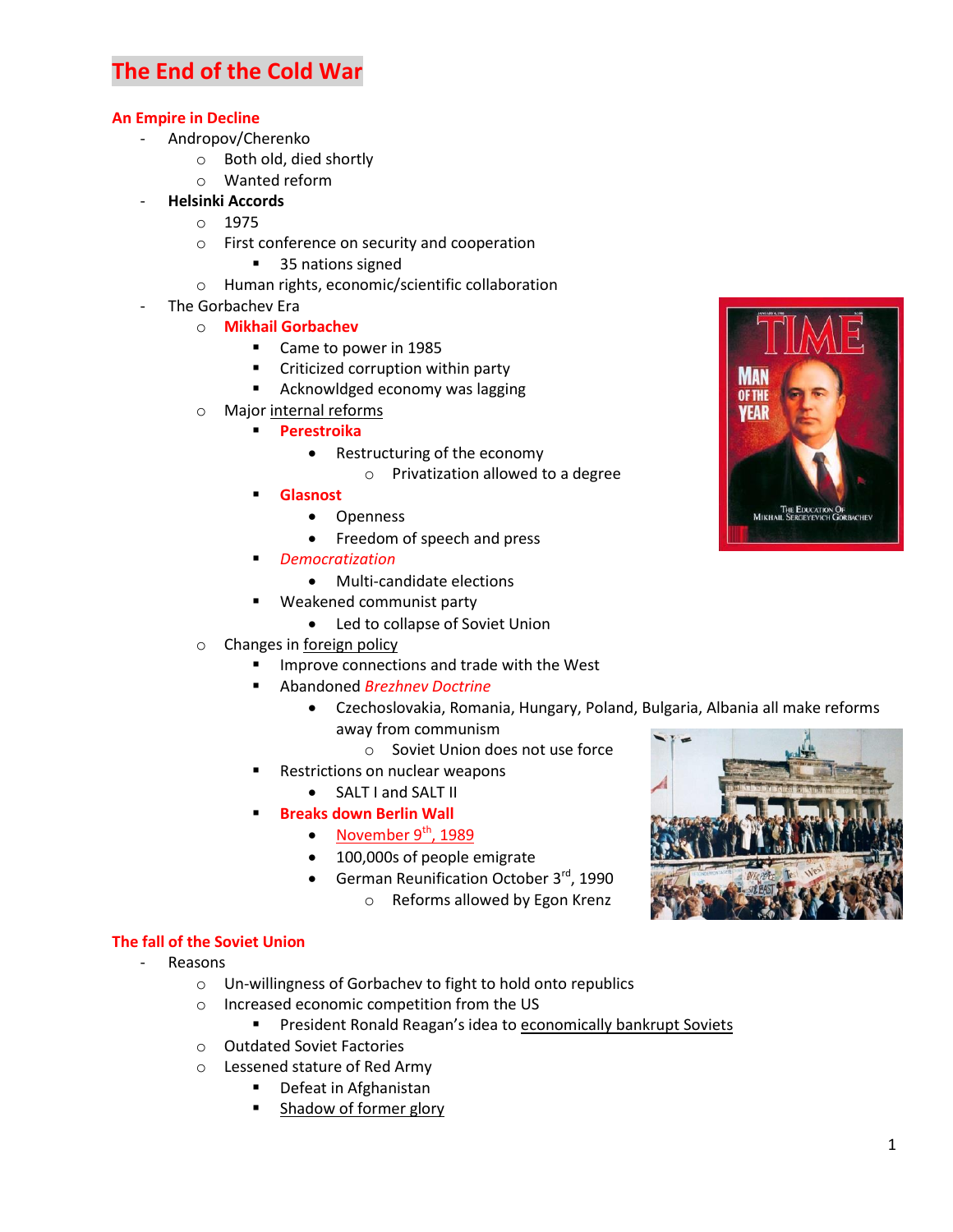# The End of the Cold War

## An Empire in Decline

- Andropov/Cherenko
    - Both old, died shortly
    - Wanted reform
- **Helsinki Accords**
    - 1975
    - First conference on security and cooperation
        - 35 nations signed
    - Human rights, economic/scientific collaboration
- The Gorbachev Era
    - **Mikhail Gorbachev**
        - Came to power in 1985
        - Criticized corruption within party
        - Acknowldged economy was lagging
    - Major internal reforms
        - **Perestroika**
            - Restructuring of the economy
                - Privatization allowed to a degree
        - **Glasnost**
            - Openness
            - Freedom of speech and press
        - *Democratization*
            - Multi-candidate elections
        - Weakened communist party
            - Led to collapse of Soviet Union
    - Changes in foreign policy
        - Improve connections and trade with the West
        - Abandoned *Brezhnev Doctrine*
            - Czechoslovakia, Romania, Hungary, Poland, Bulgaria, Albania all make reforms away from communism
                - Soviet Union does not use force
        - Restrictions on nuclear weapons
            - SALT I and SALT II
        - **Breaks down Berlin Wall**
            - November 9th, 1989
            - 100,000s of people emigrate
            - German Reunification October 3rd, 1990
                - Reforms allowed by Egon Krenz

## The fall of the Soviet Union

- Reasons
    - Un-willingness of Gorbachev to fight to hold onto republics
    - Increased economic competition from the US
        - President Ronald Reagan's idea to economically bankrupt Soviets
    - Outdated Soviet Factories
    - Lessened stature of Red Army
        - Defeat in Afghanistan
        - Shadow of former glory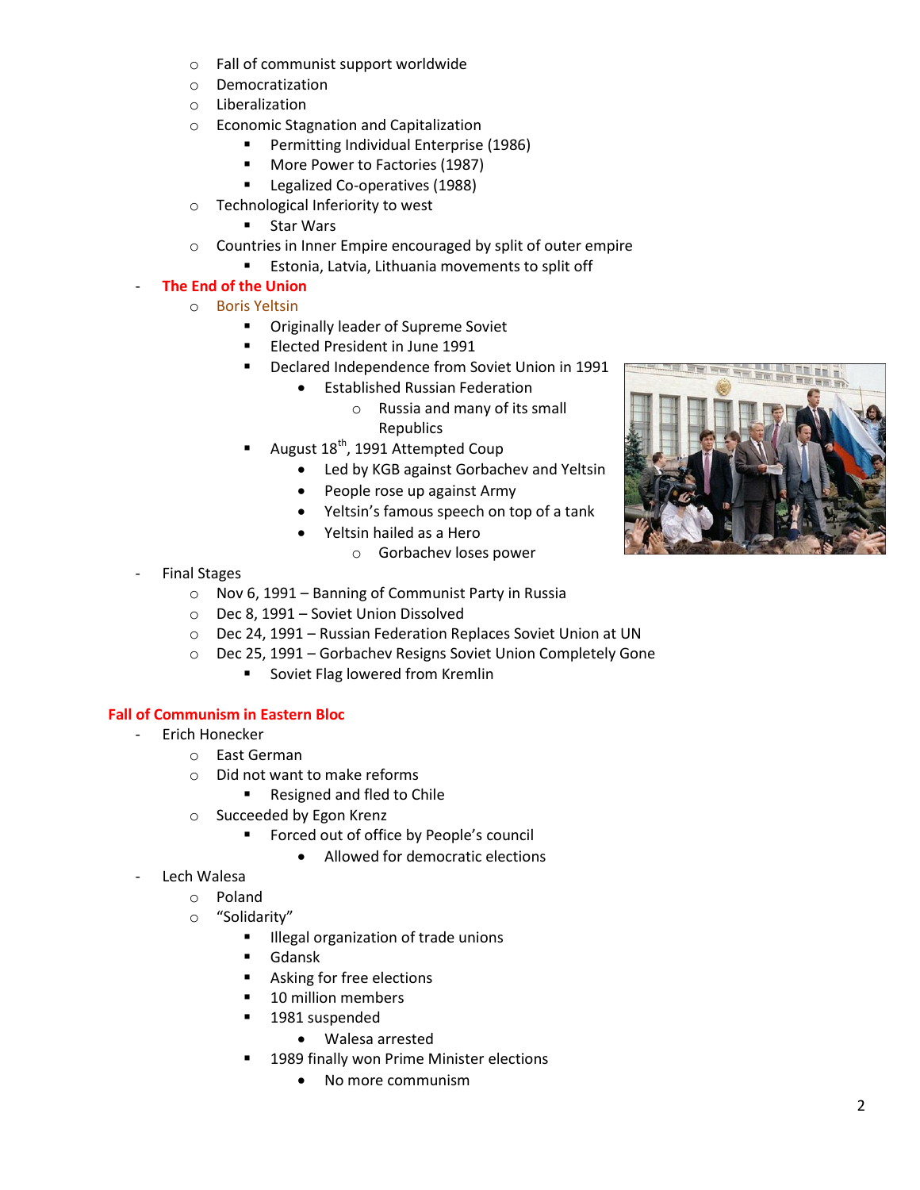- Fall of communist support worldwide
- Democratization
- Liberalization
- Economic Stagnation and Capitalization
  - Permitting Individual Enterprise (1986)
  - More Power to Factories (1987)
  - Legalized Co-operatives (1988)
- Technological Inferiority to west
  - Star Wars
- Countries in Inner Empire encouraged by split of outer empire
  - Estonia, Latvia, Lithuania movements to split off

- **The End of the Union**
  - Boris Yeltsin
    - Originally leader of Supreme Soviet
    - Elected President in June 1991
    - Declared Independence from Soviet Union in 1991
      - Established Russian Federation
        - Russia and many of its small Republics
    - August 18th, 1991 Attempted Coup
      - Led by KGB against Gorbachev and Yeltsin
      - People rose up against Army
      - Yeltsin's famous speech on top of a tank
      - Yeltsin hailed as a Hero
        - Gorbachev loses power
- Final Stages
  - Nov 6, 1991 – Banning of Communist Party in Russia
  - Dec 8, 1991 – Soviet Union Dissolved
  - Dec 24, 1991 – Russian Federation Replaces Soviet Union at UN
  - Dec 25, 1991 – Gorbachev Resigns Soviet Union Completely Gone
    - Soviet Flag lowered from Kremlin

## Fall of Communism in Eastern Bloc

- Erich Honecker
  - East German
  - Did not want to make reforms
    - Resigned and fled to Chile
  - Succeeded by Egon Krenz
    - Forced out of office by People's council
      - Allowed for democratic elections
- Lech Walesa
  - Poland
  - "Solidarity"
    - Illegal organization of trade unions
    - Gdansk
    - Asking for free elections
    - 10 million members
    - 1981 suspended
      - Walesa arrested
    - 1989 finally won Prime Minister elections
      - No more communism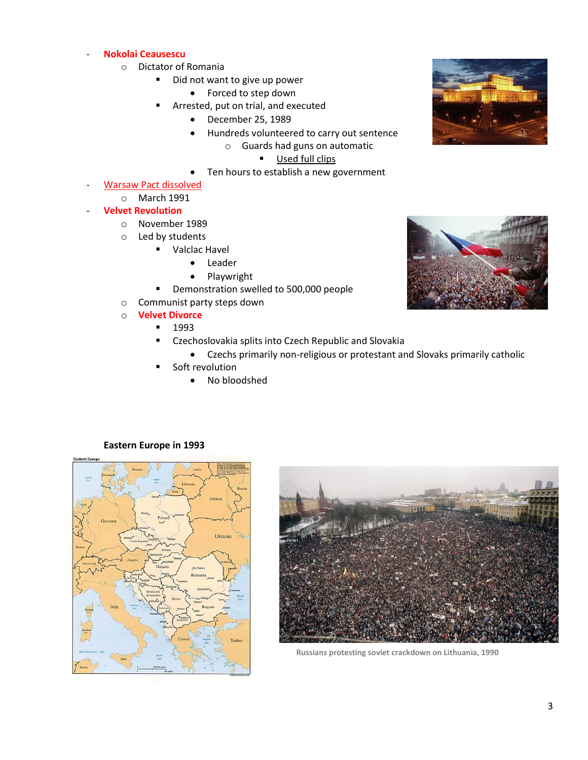- **Nokolai Ceausescu**
  - Dictator of Romania
    - Did not want to give up power
      - Forced to step down
    - Arrested, put on trial, and executed
      - December 25, 1989
      - Hundreds volunteered to carry out sentence
        - Guards had guns on automatic
          - Used full clips
      - Ten hours to establish a new government
- Warsaw Pact dissolved
  - March 1991
- **Velvet Revolution**
  - November 1989
  - Led by students
    - Valclac Havel
      - Leader
      - Playwright
    - Demonstration swelled to 500,000 people
  - Communist party steps down
  - **Velvet Divorce**
    - 1993
    - Czechoslovakia splits into Czech Republic and Slovakia
      - Czechs primarily non-religious or protestant and Slovaks primarily catholic
    - Soft revolution
      - No bloodshed

**Eastern Europe in 1993**

Russians protesting soviet crackdown on Lithuania, 1990